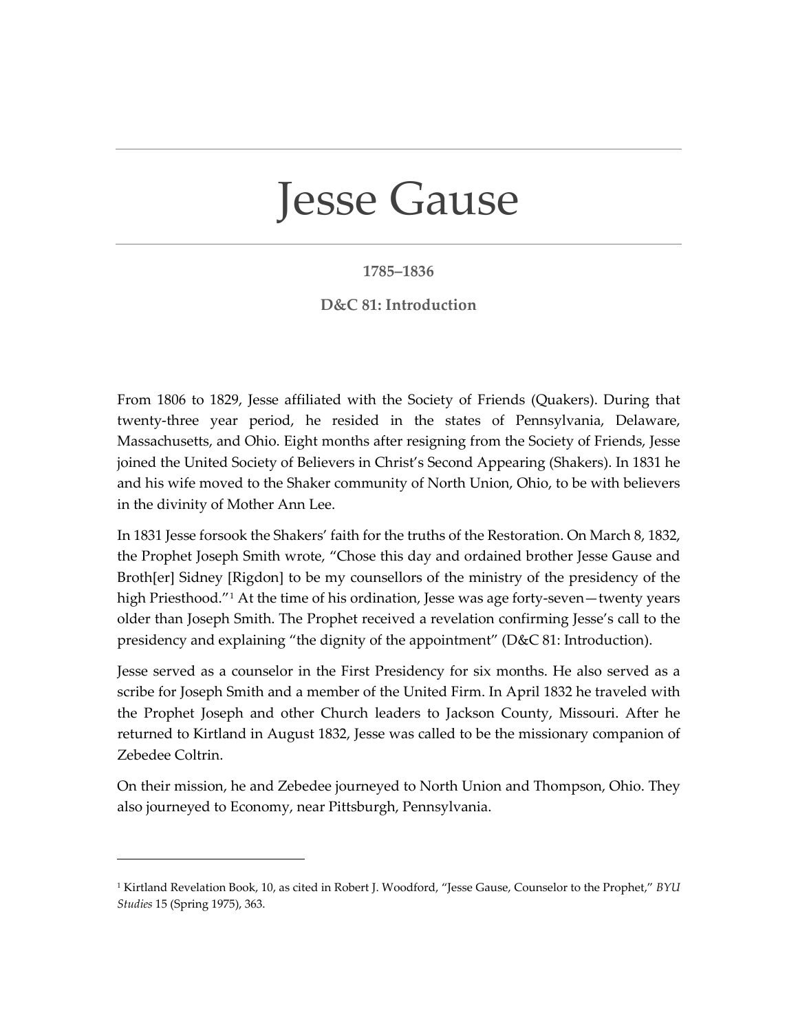# Jesse Gause

**1785–1836**

**D&C 81: Introduction**

From 1806 to 1829, Jesse affiliated with the Society of Friends (Quakers). During that twenty-three year period, he resided in the states of Pennsylvania, Delaware, Massachusetts, and Ohio. Eight months after resigning from the Society of Friends, Jesse joined the United Society of Believers in Christ's Second Appearing (Shakers). In 1831 he and his wife moved to the Shaker community of North Union, Ohio, to be with believers in the divinity of Mother Ann Lee.

In 1831 Jesse forsook the Shakers' faith for the truths of the Restoration. On March 8, 1832, the Prophet Joseph Smith wrote, "Chose this day and ordained brother Jesse Gause and Broth[er] Sidney [Rigdon] to be my counsellors of the ministry of the presidency of the high Priesthood."[1] At the time of his ordination, Jesse was age forty-seven—twenty years older than Joseph Smith. The Prophet received a revelation confirming Jesse's call to the presidency and explaining "the dignity of the appointment" (D&C 81: Introduction).

Jesse served as a counselor in the First Presidency for six months. He also served as a scribe for Joseph Smith and a member of the United Firm. In April 1832 he traveled with the Prophet Joseph and other Church leaders to Jackson County, Missouri. After he returned to Kirtland in August 1832, Jesse was called to be the missionary companion of Zebedee Coltrin.

On their mission, he and Zebedee journeyed to North Union and Thompson, Ohio. They also journeyed to Economy, near Pittsburgh, Pennsylvania.

---

[1] Kirtland Revelation Book, 10, as cited in Robert J. Woodford, "Jesse Gause, Counselor to the Prophet," *BYU Studies* 15 (Spring 1975), 363.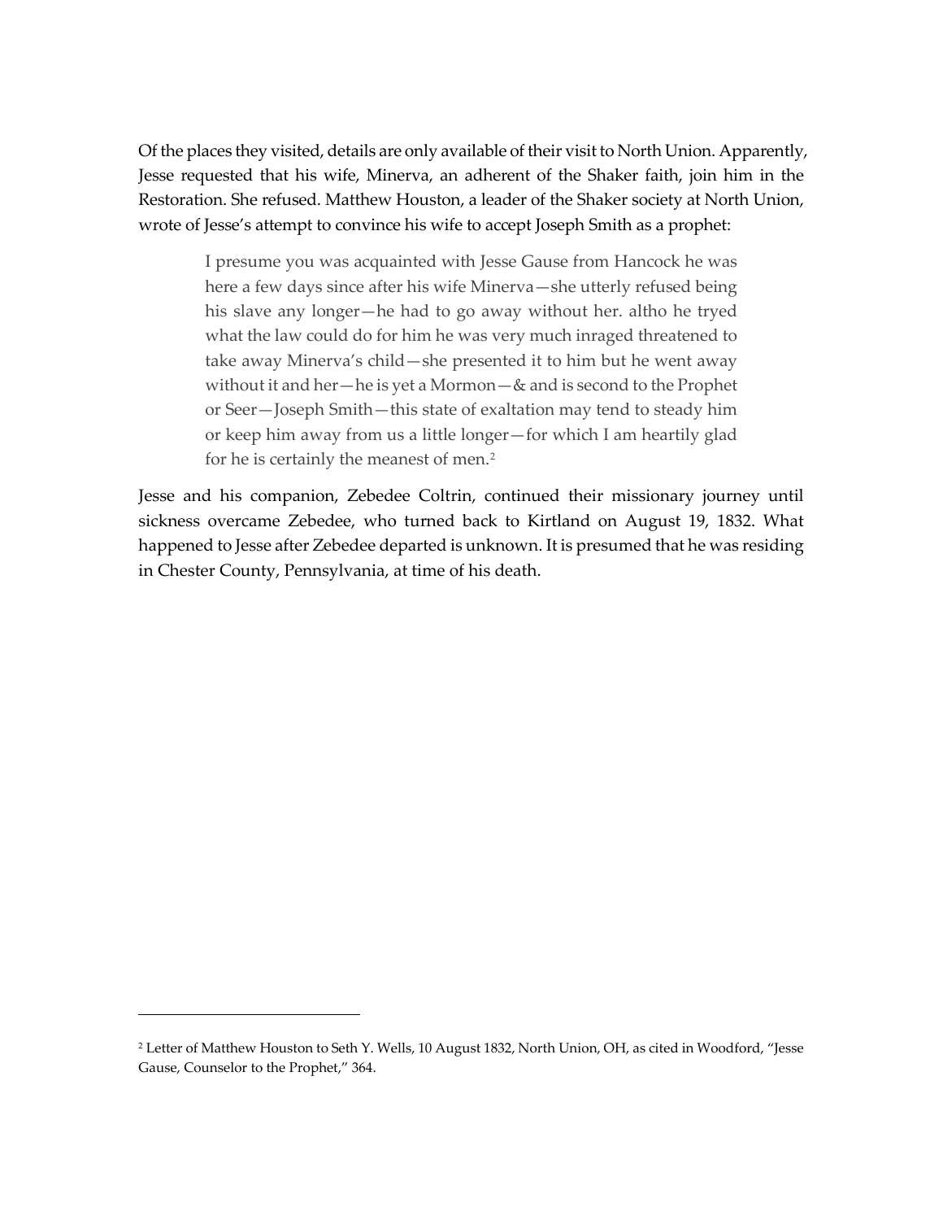Of the places they visited, details are only available of their visit to North Union. Apparently, Jesse requested that his wife, Minerva, an adherent of the Shaker faith, join him in the Restoration. She refused. Matthew Houston, a leader of the Shaker society at North Union, wrote of Jesse's attempt to convince his wife to accept Joseph Smith as a prophet:

> I presume you was acquainted with Jesse Gause from Hancock he was here a few days since after his wife Minerva—she utterly refused being his slave any longer—he had to go away without her. altho he tryed what the law could do for him he was very much inraged threatened to take away Minerva's child—she presented it to him but he went away without it and her—he is yet a Mormon—& and is second to the Prophet or Seer—Joseph Smith—this state of exaltation may tend to steady him or keep him away from us a little longer—for which I am heartily glad for he is certainly the meanest of men.[2]

Jesse and his companion, Zebedee Coltrin, continued their missionary journey until sickness overcame Zebedee, who turned back to Kirtland on August 19, 1832. What happened to Jesse after Zebedee departed is unknown. It is presumed that he was residing in Chester County, Pennsylvania, at time of his death.

---

[2] Letter of Matthew Houston to Seth Y. Wells, 10 August 1832, North Union, OH, as cited in Woodford, "Jesse Gause, Counselor to the Prophet," 364.